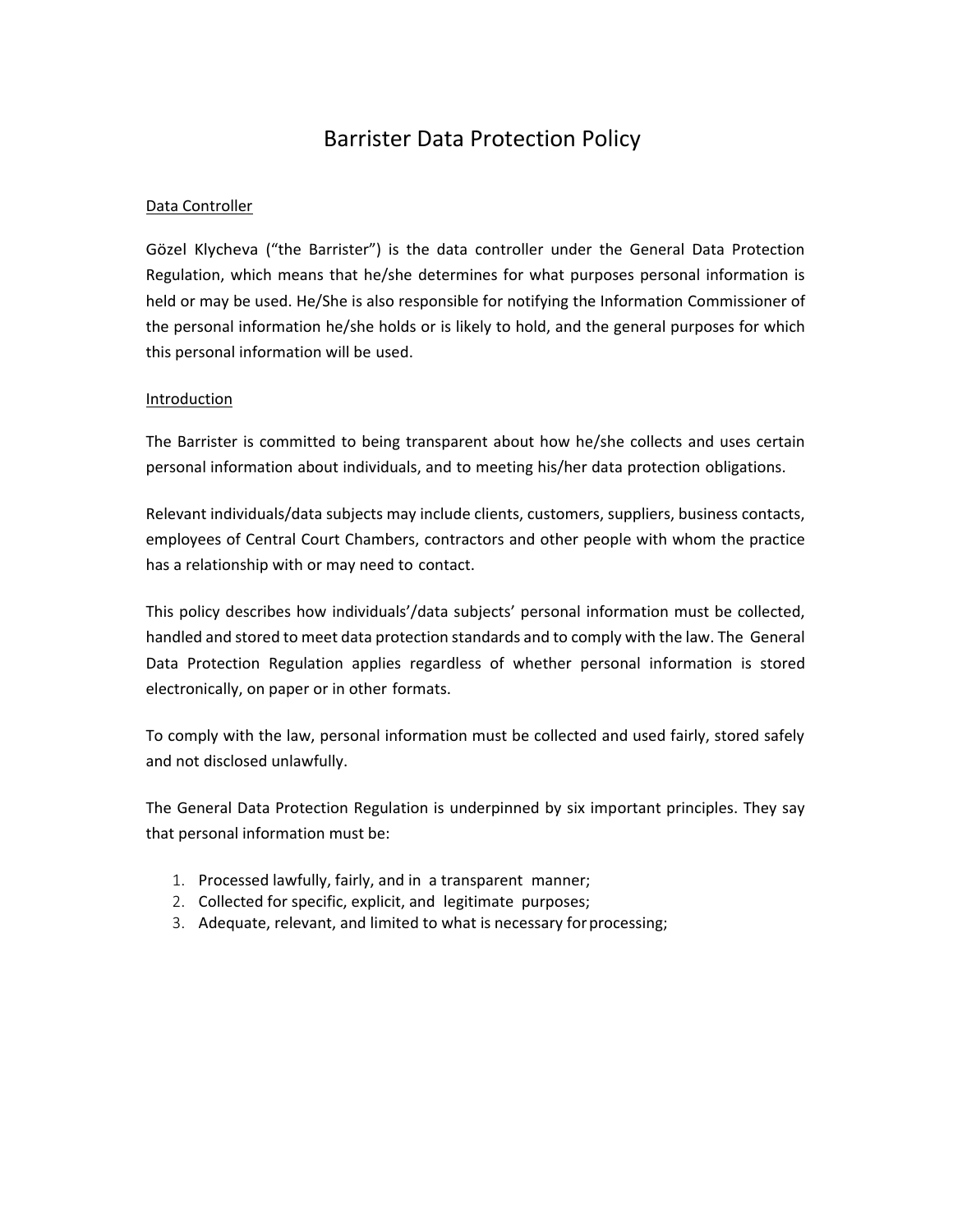# Barrister Data Protection Policy

## Data Controller

Gözel Klycheva ("the Barrister") is the data controller under the General Data Protection Regulation, which means that he/she determines for what purposes personal information is held or may be used. He/She is also responsible for notifying the Information Commissioner of the personal information he/she holds or is likely to hold, and the general purposes for which this personal information will be used.

## Introduction

The Barrister is committed to being transparent about how he/she collects and uses certain personal information about individuals, and to meeting his/her data protection obligations.

Relevant individuals/data subjects may include clients, customers, suppliers, business contacts, employees of Central Court Chambers, contractors and other people with whom the practice has a relationship with or may need to contact.

This policy describes how individuals'/data subjects' personal information must be collected, handled and stored to meet data protection standards and to comply with the law. The General Data Protection Regulation applies regardless of whether personal information is stored electronically, on paper or in other formats.

To comply with the law, personal information must be collected and used fairly, stored safely and not disclosed unlawfully.

The General Data Protection Regulation is underpinned by six important principles. They say that personal information must be:

1. Processed lawfully, fairly, and in a transparent manner;
2. Collected for specific, explicit, and legitimate purposes;
3. Adequate, relevant, and limited to what is necessary for processing;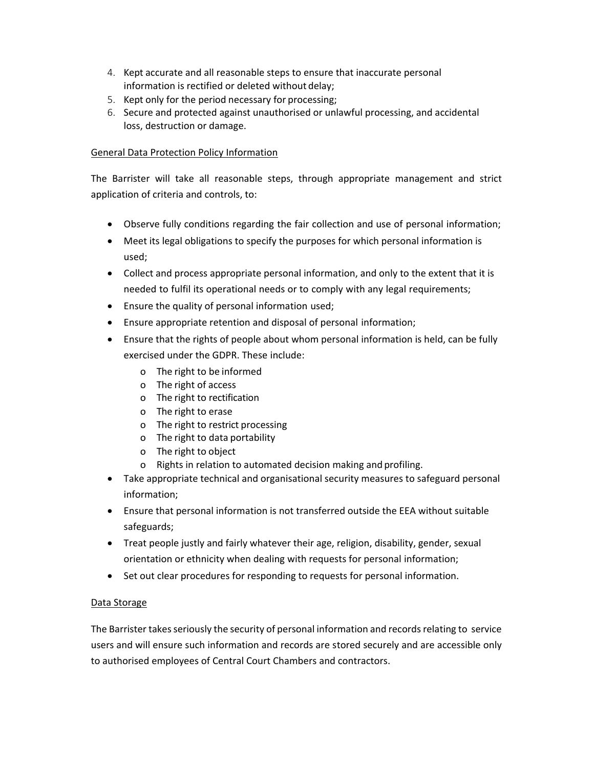4. Kept accurate and all reasonable steps to ensure that inaccurate personal information is rectified or deleted without delay;
5. Kept only for the period necessary for processing;
6. Secure and protected against unauthorised or unlawful processing, and accidental loss, destruction or damage.

General Data Protection Policy Information

The Barrister will take all reasonable steps, through appropriate management and strict application of criteria and controls, to:

- Observe fully conditions regarding the fair collection and use of personal information;
- Meet its legal obligations to specify the purposes for which personal information is used;
- Collect and process appropriate personal information, and only to the extent that it is needed to fulfil its operational needs or to comply with any legal requirements;
- Ensure the quality of personal information used;
- Ensure appropriate retention and disposal of personal information;
- Ensure that the rights of people about whom personal information is held, can be fully exercised under the GDPR. These include:
    - The right to be informed
    - The right of access
    - The right to rectification
    - The right to erase
    - The right to restrict processing
    - The right to data portability
    - The right to object
    - Rights in relation to automated decision making and profiling.
- Take appropriate technical and organisational security measures to safeguard personal information;
- Ensure that personal information is not transferred outside the EEA without suitable safeguards;
- Treat people justly and fairly whatever their age, religion, disability, gender, sexual orientation or ethnicity when dealing with requests for personal information;
- Set out clear procedures for responding to requests for personal information.

Data Storage

The Barrister takes seriously the security of personal information and records relating to service users and will ensure such information and records are stored securely and are accessible only to authorised employees of Central Court Chambers and contractors.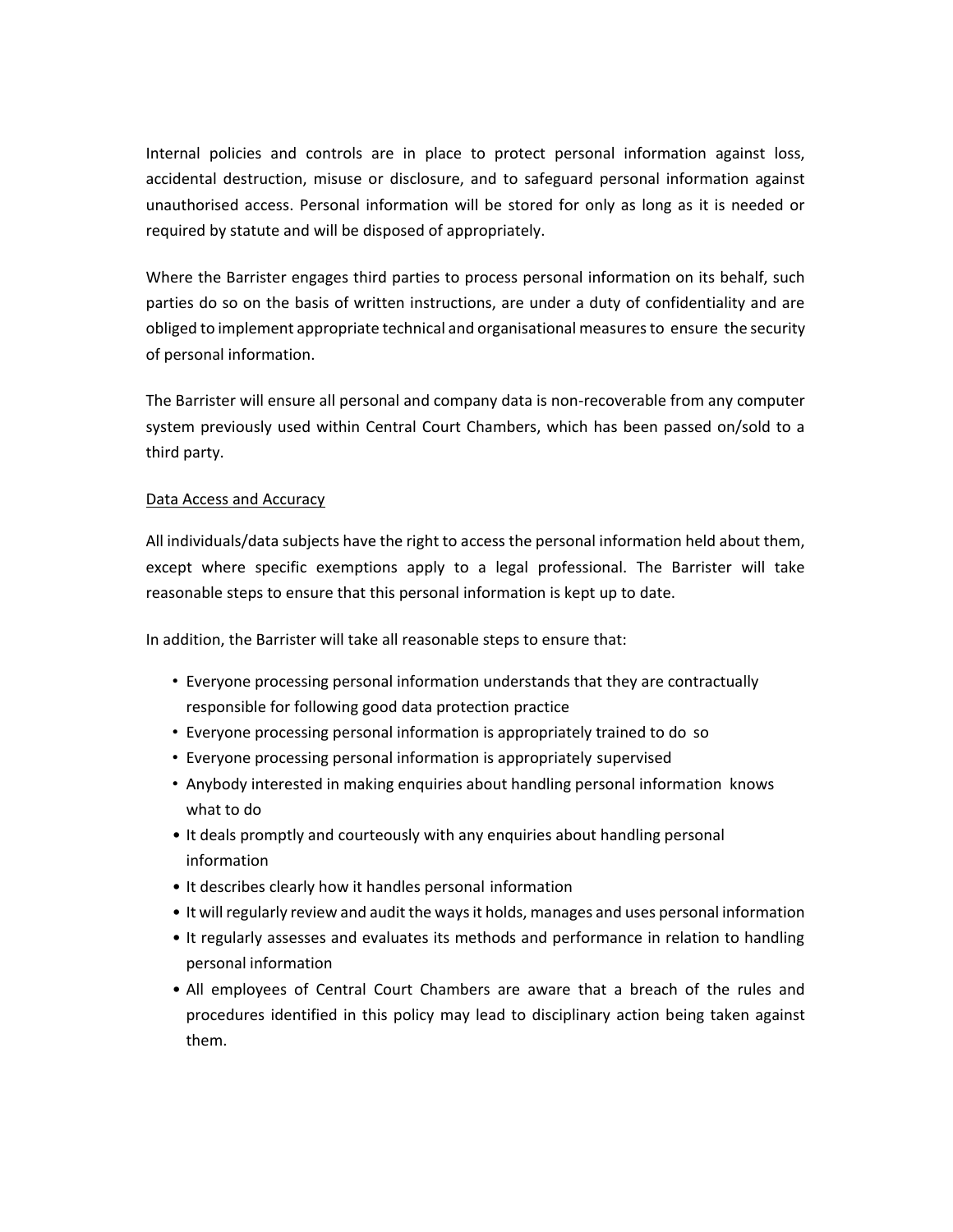Internal policies and controls are in place to protect personal information against loss, accidental destruction, misuse or disclosure, and to safeguard personal information against unauthorised access. Personal information will be stored for only as long as it is needed or required by statute and will be disposed of appropriately.

Where the Barrister engages third parties to process personal information on its behalf, such parties do so on the basis of written instructions, are under a duty of confidentiality and are obliged to implement appropriate technical and organisational measures to ensure the security of personal information.

The Barrister will ensure all personal and company data is non-recoverable from any computer system previously used within Central Court Chambers, which has been passed on/sold to a third party.

<u>Data Access and Accuracy</u>

All individuals/data subjects have the right to access the personal information held about them, except where specific exemptions apply to a legal professional. The Barrister will take reasonable steps to ensure that this personal information is kept up to date.

In addition, the Barrister will take all reasonable steps to ensure that:

- Everyone processing personal information understands that they are contractually responsible for following good data protection practice
- Everyone processing personal information is appropriately trained to do so
- Everyone processing personal information is appropriately supervised
- Anybody interested in making enquiries about handling personal information knows what to do
- It deals promptly and courteously with any enquiries about handling personal information
- It describes clearly how it handles personal information
- It will regularly review and audit the ways it holds, manages and uses personal information
- It regularly assesses and evaluates its methods and performance in relation to handling personal information
- All employees of Central Court Chambers are aware that a breach of the rules and procedures identified in this policy may lead to disciplinary action being taken against them.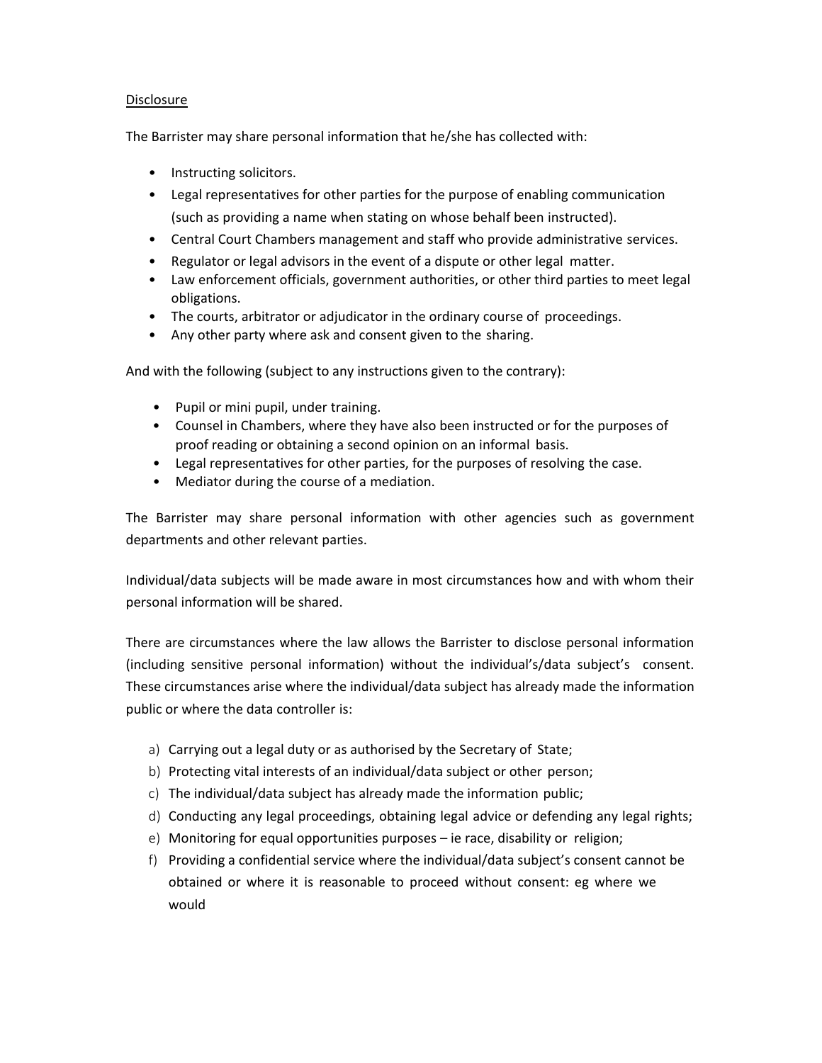<u>Disclosure</u>

The Barrister may share personal information that he/she has collected with:

- Instructing solicitors.
- Legal representatives for other parties for the purpose of enabling communication (such as providing a name when stating on whose behalf been instructed).
- Central Court Chambers management and staff who provide administrative services.
- Regulator or legal advisors in the event of a dispute or other legal matter.
- Law enforcement officials, government authorities, or other third parties to meet legal obligations.
- The courts, arbitrator or adjudicator in the ordinary course of proceedings.
- Any other party where ask and consent given to the sharing.

And with the following (subject to any instructions given to the contrary):

- Pupil or mini pupil, under training.
- Counsel in Chambers, where they have also been instructed or for the purposes of proof reading or obtaining a second opinion on an informal basis.
- Legal representatives for other parties, for the purposes of resolving the case.
- Mediator during the course of a mediation.

The Barrister may share personal information with other agencies such as government departments and other relevant parties.

Individual/data subjects will be made aware in most circumstances how and with whom their personal information will be shared.

There are circumstances where the law allows the Barrister to disclose personal information (including sensitive personal information) without the individual's/data subject's consent. These circumstances arise where the individual/data subject has already made the information public or where the data controller is:

a) Carrying out a legal duty or as authorised by the Secretary of State;
b) Protecting vital interests of an individual/data subject or other person;
c) The individual/data subject has already made the information public;
d) Conducting any legal proceedings, obtaining legal advice or defending any legal rights;
e) Monitoring for equal opportunities purposes – ie race, disability or religion;
f) Providing a confidential service where the individual/data subject's consent cannot be obtained or where it is reasonable to proceed without consent: eg where we would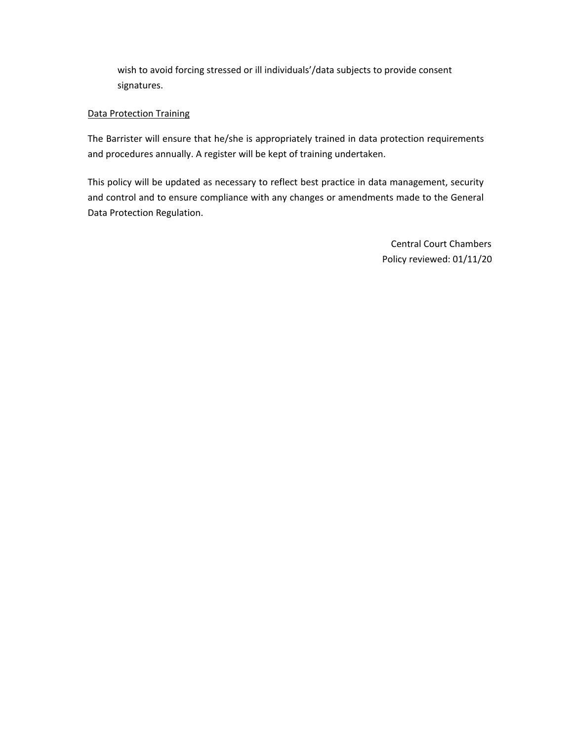wish to avoid forcing stressed or ill individuals'/data subjects to provide consent signatures.

<u>Data Protection Training</u>

The Barrister will ensure that he/she is appropriately trained in data protection requirements and procedures annually. A register will be kept of training undertaken.

This policy will be updated as necessary to reflect best practice in data management, security and control and to ensure compliance with any changes or amendments made to the General Data Protection Regulation.

Central Court Chambers
Policy reviewed: 01/11/20